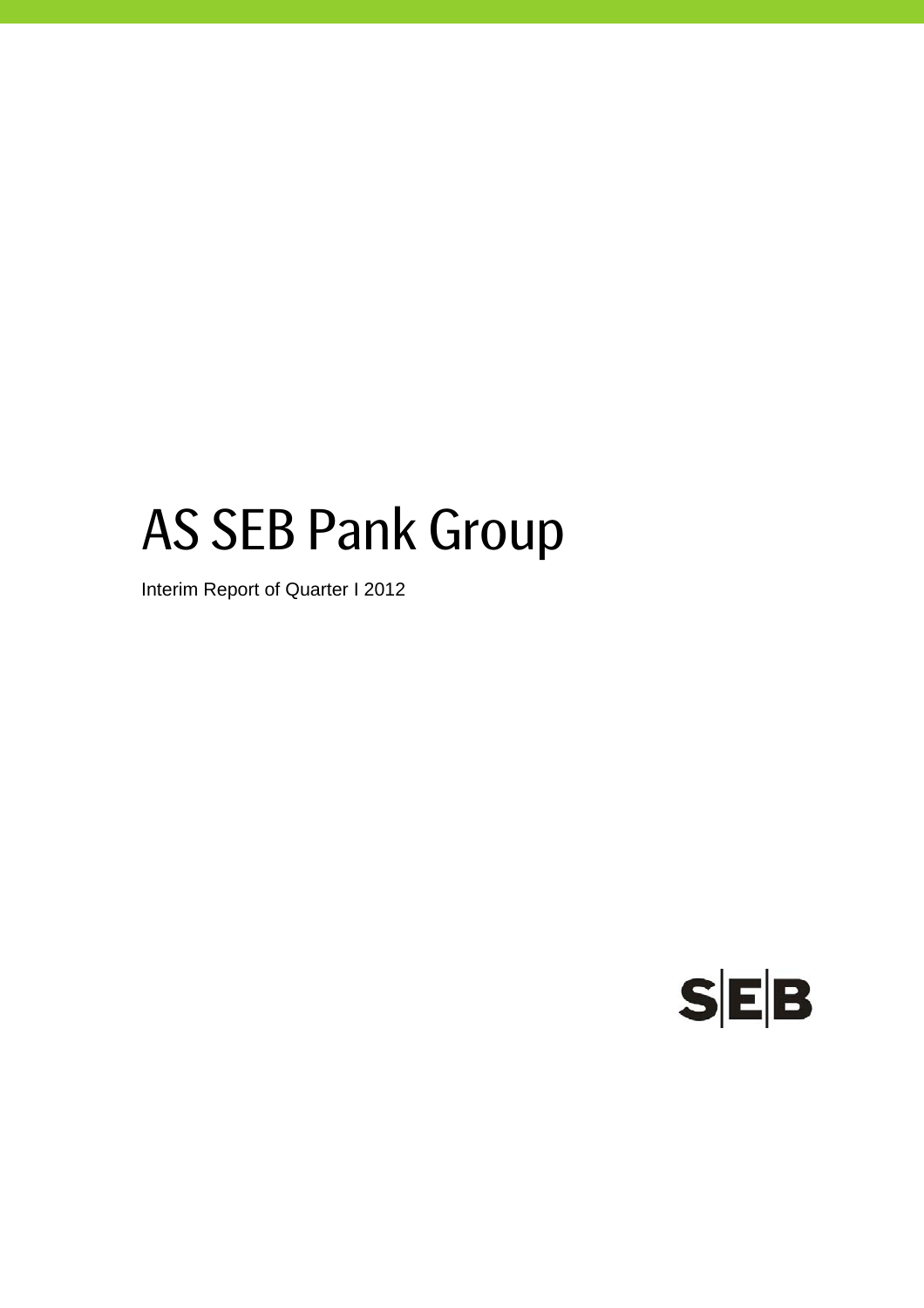# AS SEB Pank Group

Interim Report of Quarter I 2012

SEB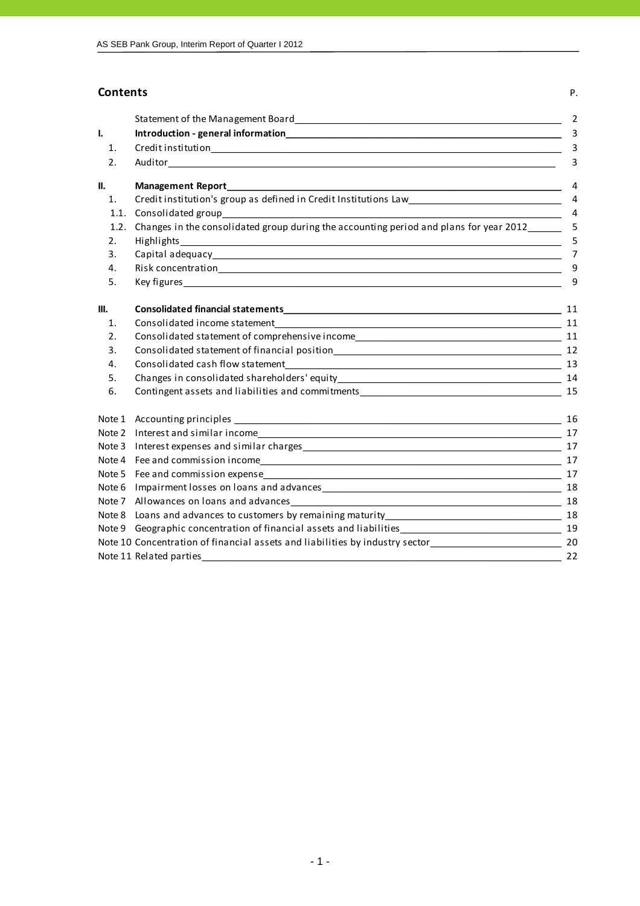## Contents

| | | P. |
|---|---|---|
| | Statement of the Management Board | 2 |
| **I.** | **Introduction - general information** | 3 |
| 1. | Credit institution | 3 |
| 2. | Auditor | 3 |
| **II.** | **Management Report** | 4 |
| 1. | Credit institution's group as defined in Credit Institutions Law | 4 |
| 1.1. | Consolidated group | 4 |
| 1.2. | Changes in the consolidated group during the accounting period and plans for year 2012 | 5 |
| 2. | Highlights | 5 |
| 3. | Capital adequacy | 7 |
| 4. | Risk concentration | 9 |
| 5. | Key figures | 9 |
| **III.** | **Consolidated financial statements** | 11 |
| 1. | Consolidated income statement | 11 |
| 2. | Consolidated statement of comprehensive income | 11 |
| 3. | Consolidated statement of financial position | 12 |
| 4. | Consolidated cash flow statement | 13 |
| 5. | Changes in consolidated shareholders' equity | 14 |
| 6. | Contingent assets and liabilities and commitments | 15 |
| Note 1 | Accounting principles | 16 |
| Note 2 | Interest and similar income | 17 |
| Note 3 | Interest expenses and similar charges | 17 |
| Note 4 | Fee and commission income | 17 |
| Note 5 | Fee and commission expense | 17 |
| Note 6 | Impairment losses on loans and advances | 18 |
| Note 7 | Allowances on loans and advances | 18 |
| Note 8 | Loans and advances to customers by remaining maturity | 18 |
| Note 9 | Geographic concentration of financial assets and liabilities | 19 |
| Note 10 | Concentration of financial assets and liabilities by industry sector | 20 |
| Note 11 | Related parties | 22 |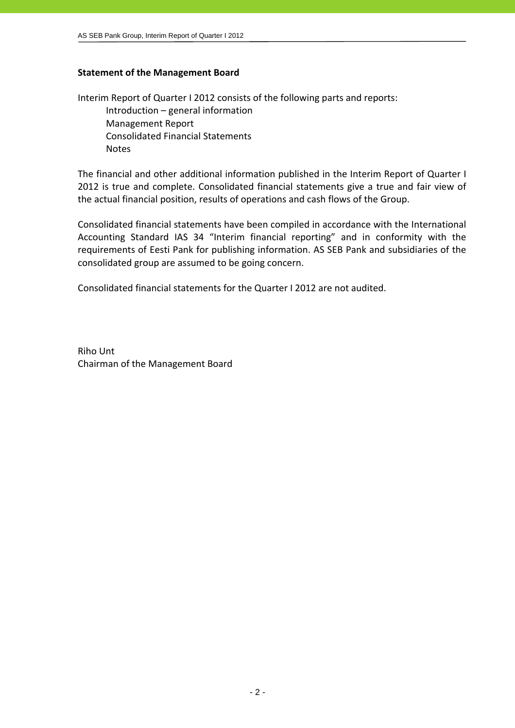## Statement of the Management Board

Interim Report of Quarter I 2012 consists of the following parts and reports:

- Introduction – general information
- Management Report
- Consolidated Financial Statements
- Notes

The financial and other additional information published in the Interim Report of Quarter I 2012 is true and complete. Consolidated financial statements give a true and fair view of the actual financial position, results of operations and cash flows of the Group.

Consolidated financial statements have been compiled in accordance with the International Accounting Standard IAS 34 "Interim financial reporting" and in conformity with the requirements of Eesti Pank for publishing information. AS SEB Pank and subsidiaries of the consolidated group are assumed to be going concern.

Consolidated financial statements for the Quarter I 2012 are not audited.

Riho Unt
Chairman of the Management Board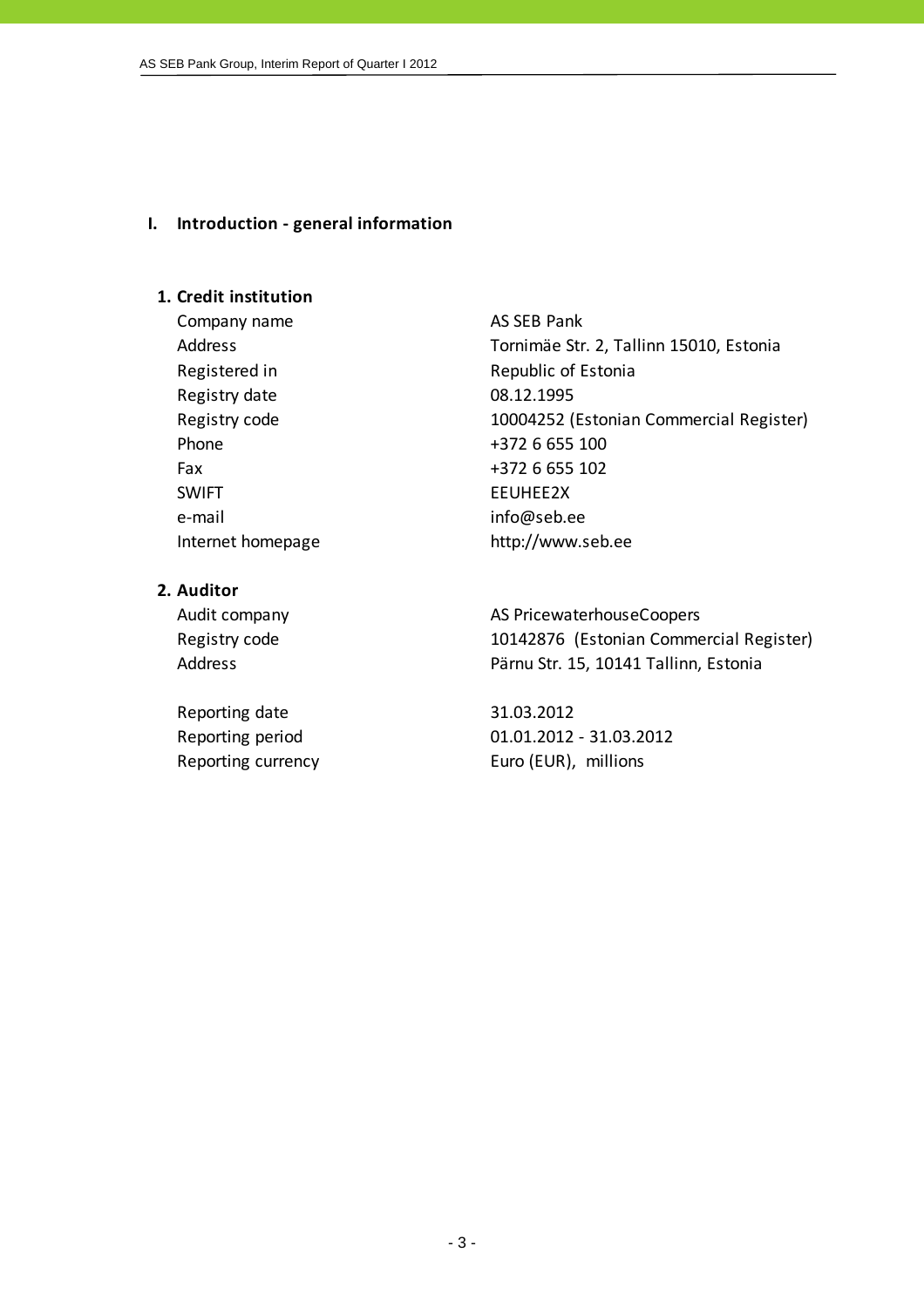# I. Introduction - general information

## 1. Credit institution

| | |
|---|---|
| Company name | AS SEB Pank |
| Address | Tornimäe Str. 2, Tallinn 15010, Estonia |
| Registered in | Republic of Estonia |
| Registry date | 08.12.1995 |
| Registry code | 10004252 (Estonian Commercial Register) |
| Phone | +372 6 655 100 |
| Fax | +372 6 655 102 |
| SWIFT | EEUHEE2X |
| e-mail | info@seb.ee |
| Internet homepage | http://www.seb.ee |

## 2. Auditor

| | |
|---|---|
| Audit company | AS PricewaterhouseCoopers |
| Registry code | 10142876 (Estonian Commercial Register) |
| Address | Pärnu Str. 15, 10141 Tallinn, Estonia |

| | |
|---|---|
| Reporting date | 31.03.2012 |
| Reporting period | 01.01.2012 - 31.03.2012 |
| Reporting currency | Euro (EUR), millions |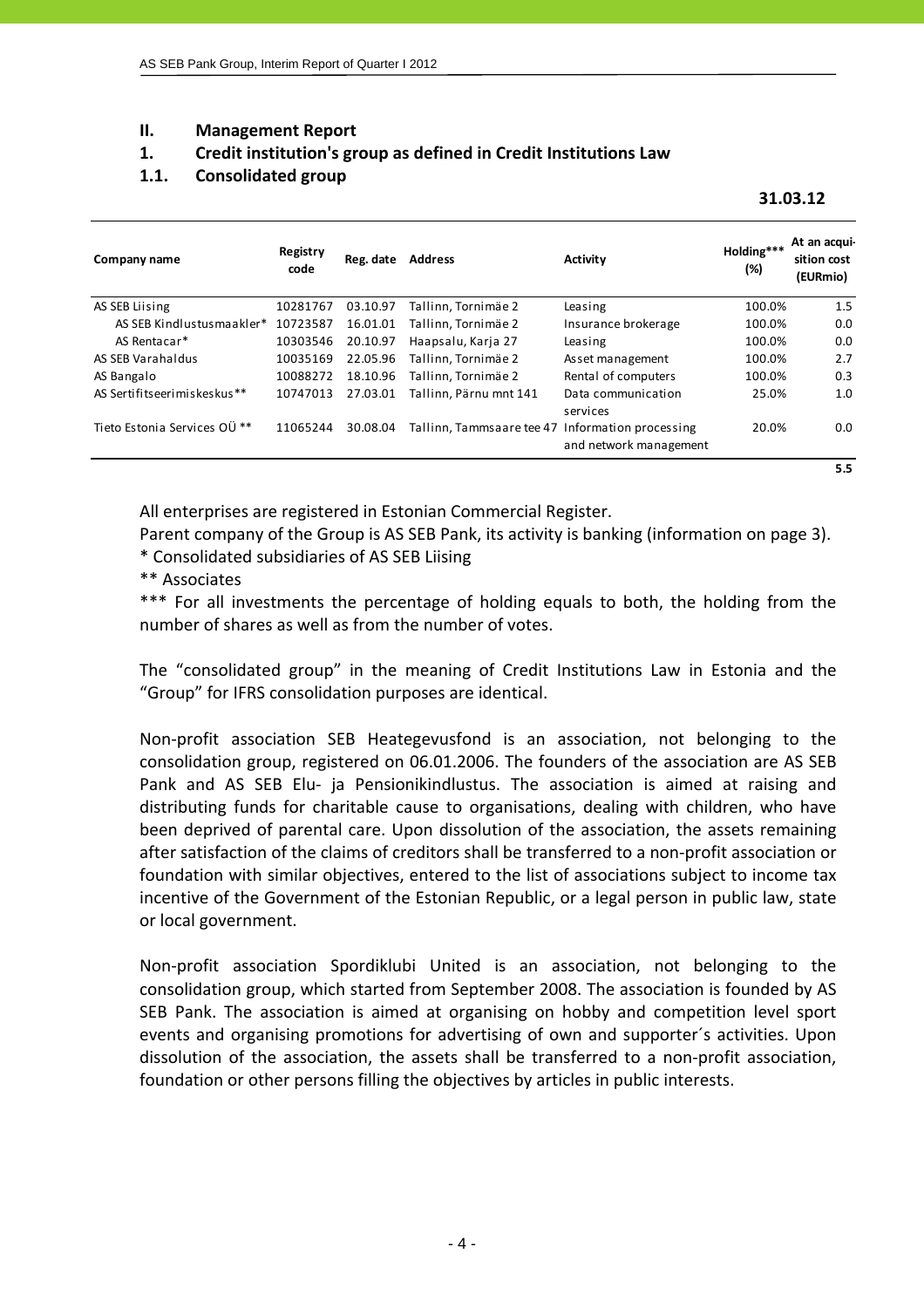## II. Management Report

## 1. Credit institution's group as defined in Credit Institutions Law

### 1.1. Consolidated group

**31.03.12**

| Company name | Registry code | Reg. date | Address | Activity | Holding*** (%) | At an acquisition cost (EURmio) |
|---|---|---|---|---|---|---|
| AS SEB Liising | 10281767 | 03.10.97 | Tallinn, Tornimäe 2 | Leasing | 100.0% | 1.5 |
| AS SEB Kindlustusmaakler* | 10723587 | 16.01.01 | Tallinn, Tornimäe 2 | Insurance brokerage | 100.0% | 0.0 |
| AS Rentacar* | 10303546 | 20.10.97 | Haapsalu, Karja 27 | Leasing | 100.0% | 0.0 |
| AS SEB Varahaldus | 10035169 | 22.05.96 | Tallinn, Tornimäe 2 | Asset management | 100.0% | 2.7 |
| AS Bangalo | 10088272 | 18.10.96 | Tallinn, Tornimäe 2 | Rental of computers | 100.0% | 0.3 |
| AS Sertifitseerimiskeskus** | 10747013 | 27.03.01 | Tallinn, Pärnu mnt 141 | Data communication services | 25.0% | 1.0 |
| Tieto Estonia Services OÜ ** | 11065244 | 30.08.04 | Tallinn, Tammsaare tee 47 | Information processing and network management | 20.0% | 0.0 |
| | | | | | | **5.5** |

All enterprises are registered in Estonian Commercial Register.

Parent company of the Group is AS SEB Pank, its activity is banking (information on page 3).

\* Consolidated subsidiaries of AS SEB Liising

** Associates

*** For all investments the percentage of holding equals to both, the holding from the number of shares as well as from the number of votes.

The "consolidated group" in the meaning of Credit Institutions Law in Estonia and the "Group" for IFRS consolidation purposes are identical.

Non-profit association SEB Heategevusfond is an association, not belonging to the consolidation group, registered on 06.01.2006. The founders of the association are AS SEB Pank and AS SEB Elu- ja Pensionikindlustus. The association is aimed at raising and distributing funds for charitable cause to organisations, dealing with children, who have been deprived of parental care. Upon dissolution of the association, the assets remaining after satisfaction of the claims of creditors shall be transferred to a non-profit association or foundation with similar objectives, entered to the list of associations subject to income tax incentive of the Government of the Estonian Republic, or a legal person in public law, state or local government.

Non-profit association Spordiklubi United is an association, not belonging to the consolidation group, which started from September 2008. The association is founded by AS SEB Pank. The association is aimed at organising on hobby and competition level sport events and organising promotions for advertising of own and supporter´s activities. Upon dissolution of the association, the assets shall be transferred to a non-profit association, foundation or other persons filling the objectives by articles in public interests.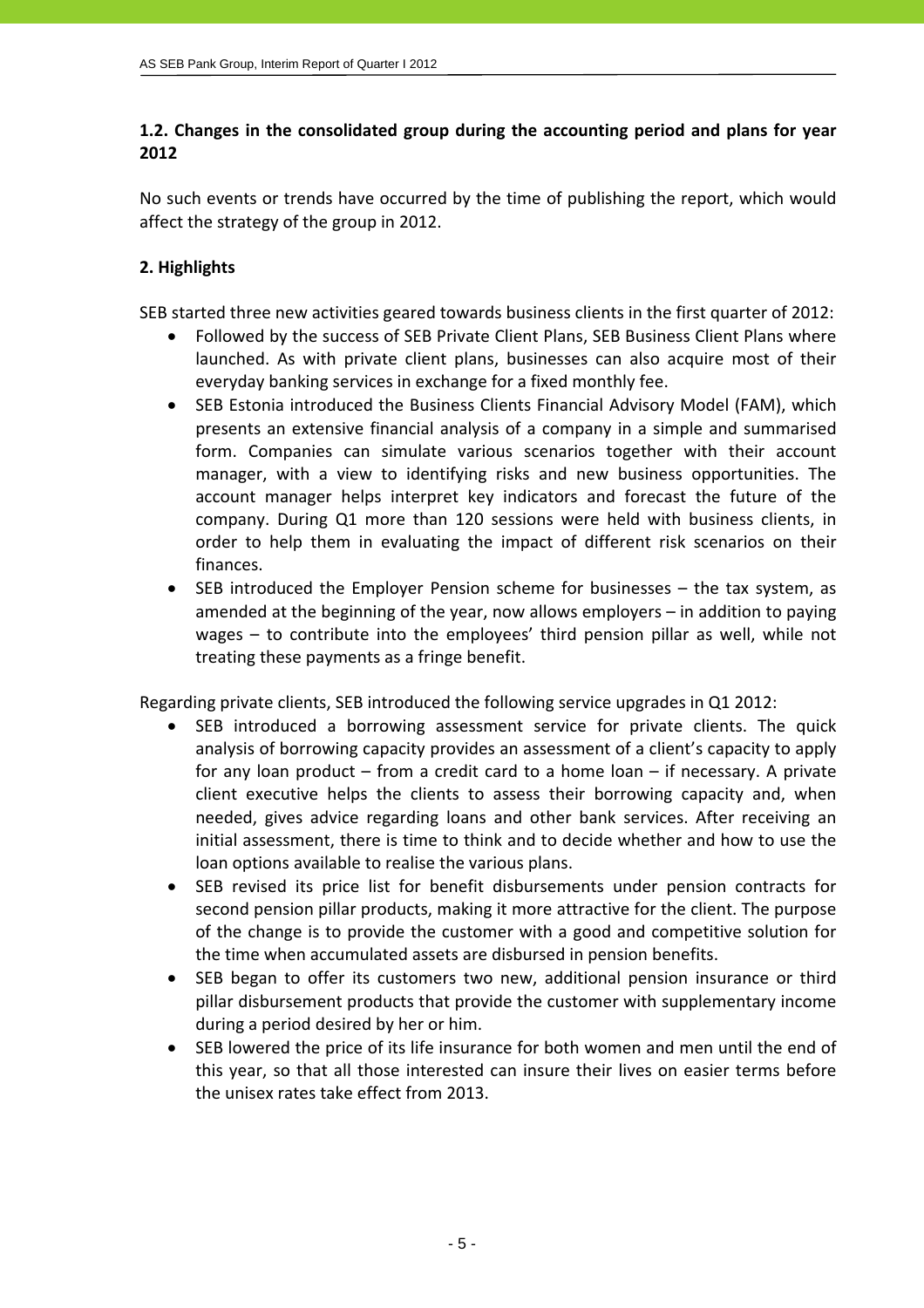## 1.2. Changes in the consolidated group during the accounting period and plans for year 2012

No such events or trends have occurred by the time of publishing the report, which would affect the strategy of the group in 2012.

## 2. Highlights

SEB started three new activities geared towards business clients in the first quarter of 2012:

- Followed by the success of SEB Private Client Plans, SEB Business Client Plans where launched. As with private client plans, businesses can also acquire most of their everyday banking services in exchange for a fixed monthly fee.
- SEB Estonia introduced the Business Clients Financial Advisory Model (FAM), which presents an extensive financial analysis of a company in a simple and summarised form. Companies can simulate various scenarios together with their account manager, with a view to identifying risks and new business opportunities. The account manager helps interpret key indicators and forecast the future of the company. During Q1 more than 120 sessions were held with business clients, in order to help them in evaluating the impact of different risk scenarios on their finances.
- SEB introduced the Employer Pension scheme for businesses – the tax system, as amended at the beginning of the year, now allows employers – in addition to paying wages – to contribute into the employees' third pension pillar as well, while not treating these payments as a fringe benefit.

Regarding private clients, SEB introduced the following service upgrades in Q1 2012:

- SEB introduced a borrowing assessment service for private clients. The quick analysis of borrowing capacity provides an assessment of a client's capacity to apply for any loan product – from a credit card to a home loan – if necessary. A private client executive helps the clients to assess their borrowing capacity and, when needed, gives advice regarding loans and other bank services. After receiving an initial assessment, there is time to think and to decide whether and how to use the loan options available to realise the various plans.
- SEB revised its price list for benefit disbursements under pension contracts for second pension pillar products, making it more attractive for the client. The purpose of the change is to provide the customer with a good and competitive solution for the time when accumulated assets are disbursed in pension benefits.
- SEB began to offer its customers two new, additional pension insurance or third pillar disbursement products that provide the customer with supplementary income during a period desired by her or him.
- SEB lowered the price of its life insurance for both women and men until the end of this year, so that all those interested can insure their lives on easier terms before the unisex rates take effect from 2013.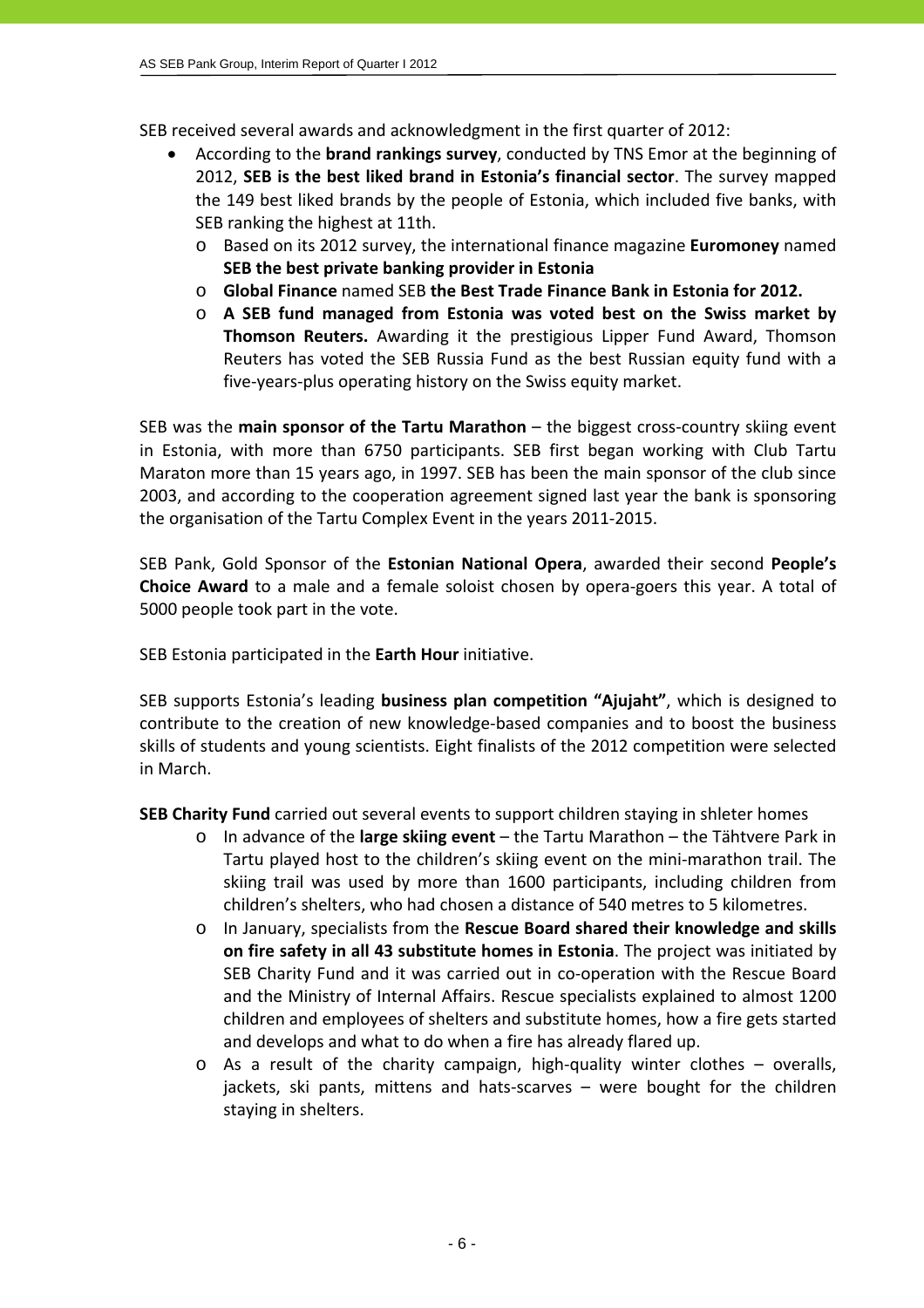SEB received several awards and acknowledgment in the first quarter of 2012:

- According to the **brand rankings survey**, conducted by TNS Emor at the beginning of 2012, **SEB is the best liked brand in Estonia's financial sector**. The survey mapped the 149 best liked brands by the people of Estonia, which included five banks, with SEB ranking the highest at 11th.
  - Based on its 2012 survey, the international finance magazine **Euromoney** named **SEB the best private banking provider in Estonia**
  - **Global Finance** named SEB **the Best Trade Finance Bank in Estonia for 2012.**
  - **A SEB fund managed from Estonia was voted best on the Swiss market by Thomson Reuters.** Awarding it the prestigious Lipper Fund Award, Thomson Reuters has voted the SEB Russia Fund as the best Russian equity fund with a five-years-plus operating history on the Swiss equity market.

SEB was the **main sponsor of the Tartu Marathon** – the biggest cross-country skiing event in Estonia, with more than 6750 participants. SEB first began working with Club Tartu Maraton more than 15 years ago, in 1997. SEB has been the main sponsor of the club since 2003, and according to the cooperation agreement signed last year the bank is sponsoring the organisation of the Tartu Complex Event in the years 2011-2015.

SEB Pank, Gold Sponsor of the **Estonian National Opera**, awarded their second **People's Choice Award** to a male and a female soloist chosen by opera-goers this year. A total of 5000 people took part in the vote.

SEB Estonia participated in the **Earth Hour** initiative.

SEB supports Estonia's leading **business plan competition "Ajujaht"**, which is designed to contribute to the creation of new knowledge-based companies and to boost the business skills of students and young scientists. Eight finalists of the 2012 competition were selected in March.

**SEB Charity Fund** carried out several events to support children staying in shleter homes

- In advance of the **large skiing event** – the Tartu Marathon – the Tähtvere Park in Tartu played host to the children's skiing event on the mini-marathon trail. The skiing trail was used by more than 1600 participants, including children from children's shelters, who had chosen a distance of 540 metres to 5 kilometres.
- In January, specialists from the **Rescue Board shared their knowledge and skills on fire safety in all 43 substitute homes in Estonia**. The project was initiated by SEB Charity Fund and it was carried out in co-operation with the Rescue Board and the Ministry of Internal Affairs. Rescue specialists explained to almost 1200 children and employees of shelters and substitute homes, how a fire gets started and develops and what to do when a fire has already flared up.
- As a result of the charity campaign, high-quality winter clothes – overalls, jackets, ski pants, mittens and hats-scarves – were bought for the children staying in shelters.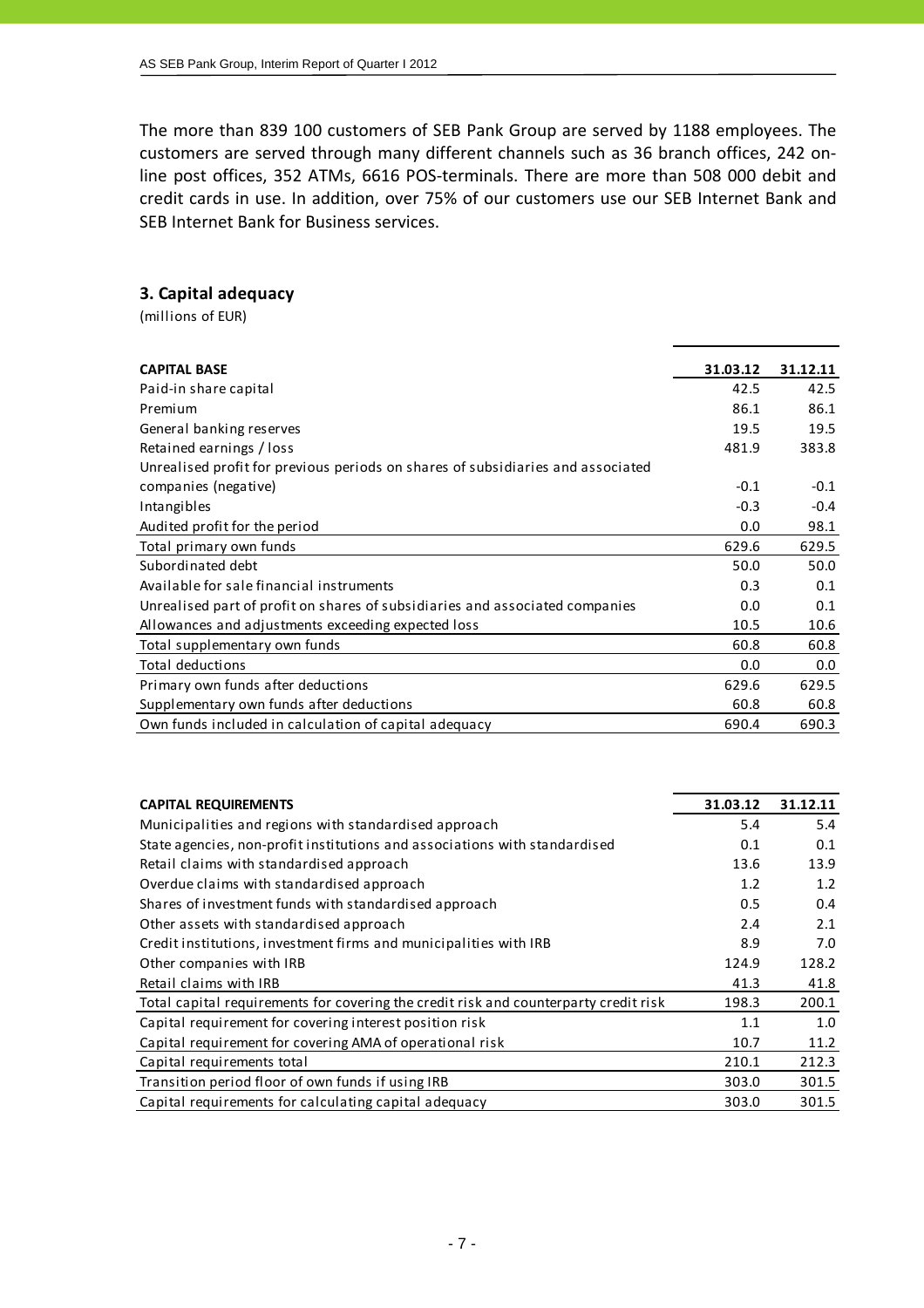The more than 839 100 customers of SEB Pank Group are served by 1188 employees. The customers are served through many different channels such as 36 branch offices, 242 on-line post offices, 352 ATMs, 6616 POS-terminals. There are more than 508 000 debit and credit cards in use. In addition, over 75% of our customers use our SEB Internet Bank and SEB Internet Bank for Business services.

### 3. Capital adequacy

(millions of EUR)

| CAPITAL BASE | 31.03.12 | 31.12.11 |
|---|---|---|
| Paid-in share capital | 42.5 | 42.5 |
| Premium | 86.1 | 86.1 |
| General banking reserves | 19.5 | 19.5 |
| Retained earnings / loss | 481.9 | 383.8 |
| Unrealised profit for previous periods on shares of subsidiaries and associated companies (negative) | -0.1 | -0.1 |
| Intangibles | -0.3 | -0.4 |
| Audited profit for the period | 0.0 | 98.1 |
| Total primary own funds | 629.6 | 629.5 |
| Subordinated debt | 50.0 | 50.0 |
| Available for sale financial instruments | 0.3 | 0.1 |
| Unrealised part of profit on shares of subsidiaries and associated companies | 0.0 | 0.1 |
| Allowances and adjustments exceeding expected loss | 10.5 | 10.6 |
| Total supplementary own funds | 60.8 | 60.8 |
| Total deductions | 0.0 | 0.0 |
| Primary own funds after deductions | 629.6 | 629.5 |
| Supplementary own funds after deductions | 60.8 | 60.8 |
| Own funds included in calculation of capital adequacy | 690.4 | 690.3 |

| CAPITAL REQUIREMENTS | 31.03.12 | 31.12.11 |
|---|---|---|
| Municipalities and regions with standardised approach | 5.4 | 5.4 |
| State agencies, non-profit institutions and associations with standardised | 0.1 | 0.1 |
| Retail claims with standardised approach | 13.6 | 13.9 |
| Overdue claims with standardised approach | 1.2 | 1.2 |
| Shares of investment funds with standardised approach | 0.5 | 0.4 |
| Other assets with standardised approach | 2.4 | 2.1 |
| Credit institutions, investment firms and municipalities with IRB | 8.9 | 7.0 |
| Other companies with IRB | 124.9 | 128.2 |
| Retail claims with IRB | 41.3 | 41.8 |
| Total capital requirements for covering the credit risk and counterparty credit risk | 198.3 | 200.1 |
| Capital requirement for covering interest position risk | 1.1 | 1.0 |
| Capital requirement for covering AMA of operational risk | 10.7 | 11.2 |
| Capital requirements total | 210.1 | 212.3 |
| Transition period floor of own funds if using IRB | 303.0 | 301.5 |
| Capital requirements for calculating capital adequacy | 303.0 | 301.5 |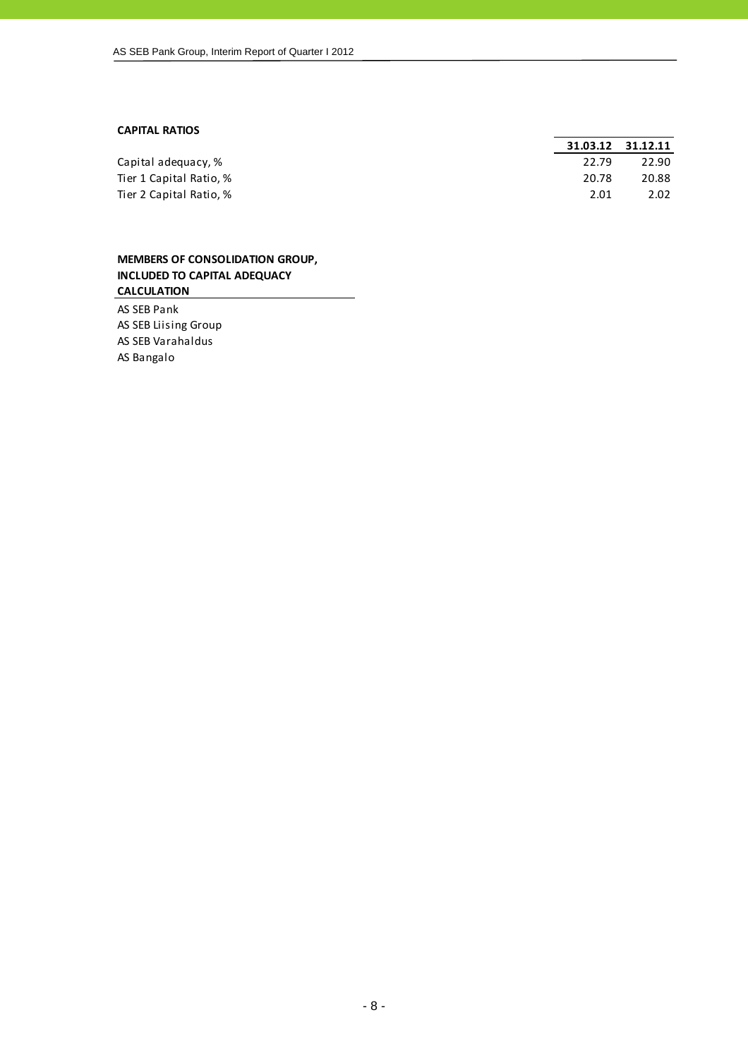**CAPITAL RATIOS**

| | 31.03.12 | 31.12.11 |
|---|---|---|
| Capital adequacy, % | 22.79 | 22.90 |
| Tier 1 Capital Ratio, % | 20.78 | 20.88 |
| Tier 2 Capital Ratio, % | 2.01 | 2.02 |

**MEMBERS OF CONSOLIDATION GROUP, INCLUDED TO CAPITAL ADEQUACY CALCULATION**

AS SEB Pank
AS SEB Liising Group
AS SEB Varahaldus
AS Bangalo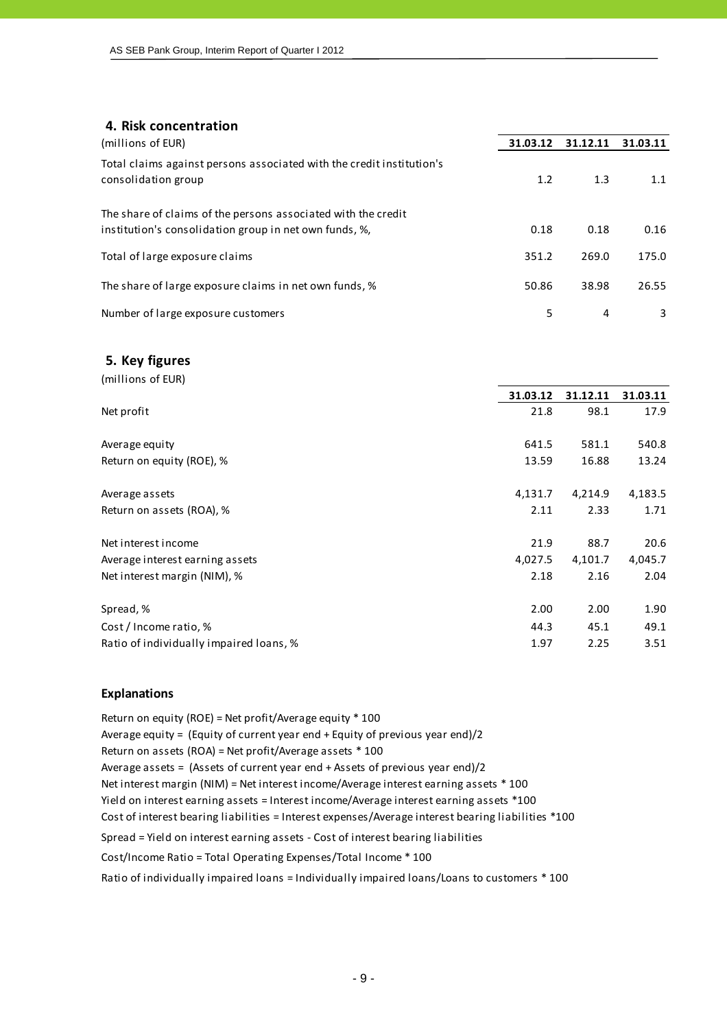## 4. Risk concentration

| (millions of EUR) | 31.03.12 | 31.12.11 | 31.03.11 |
|---|---|---|---|
| Total claims against persons associated with the credit institution's consolidation group | 1.2 | 1.3 | 1.1 |
| The share of claims of the persons associated with the credit institution's consolidation group in net own funds, %, | 0.18 | 0.18 | 0.16 |
| Total of large exposure claims | 351.2 | 269.0 | 175.0 |
| The share of large exposure claims in net own funds, % | 50.86 | 38.98 | 26.55 |
| Number of large exposure customers | 5 | 4 | 3 |

## 5. Key figures

(millions of EUR)

| | 31.03.12 | 31.12.11 | 31.03.11 |
|---|---|---|---|
| Net profit | 21.8 | 98.1 | 17.9 |
| Average equity | 641.5 | 581.1 | 540.8 |
| Return on equity (ROE), % | 13.59 | 16.88 | 13.24 |
| Average assets | 4,131.7 | 4,214.9 | 4,183.5 |
| Return on assets (ROA), % | 2.11 | 2.33 | 1.71 |
| Net interest income | 21.9 | 88.7 | 20.6 |
| Average interest earning assets | 4,027.5 | 4,101.7 | 4,045.7 |
| Net interest margin (NIM), % | 2.18 | 2.16 | 2.04 |
| Spread, % | 2.00 | 2.00 | 1.90 |
| Cost / Income ratio, % | 44.3 | 45.1 | 49.1 |
| Ratio of individually impaired loans, % | 1.97 | 2.25 | 3.51 |

### Explanations

Return on equity (ROE) = Net profit/Average equity * 100

Average equity = (Equity of current year end + Equity of previous year end)/2

Return on assets (ROA) = Net profit/Average assets * 100

Average assets = (Assets of current year end + Assets of previous year end)/2

Net interest margin (NIM) = Net interest income/Average interest earning assets * 100

Yield on interest earning assets = Interest income/Average interest earning assets *100

Cost of interest bearing liabilities = Interest expenses/Average interest bearing liabilities *100

Spread = Yield on interest earning assets - Cost of interest bearing liabilities

Cost/Income Ratio = Total Operating Expenses/Total Income * 100

Ratio of individually impaired loans = Individually impaired loans/Loans to customers * 100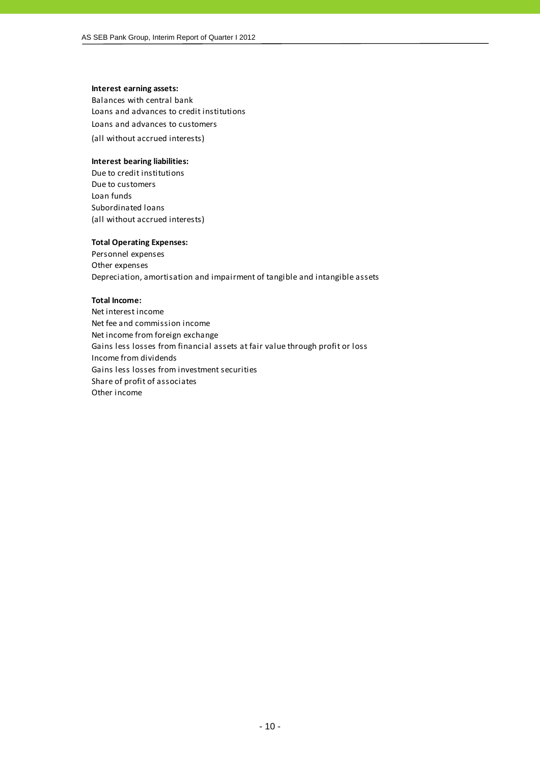**Interest earning assets:**
Balances with central bank
Loans and advances to credit institutions
Loans and advances to customers
(all without accrued interests)

**Interest bearing liabilities:**
Due to credit institutions
Due to customers
Loan funds
Subordinated loans
(all without accrued interests)

**Total Operating Expenses:**
Personnel expenses
Other expenses
Depreciation, amortisation and impairment of tangible and intangible assets

**Total Income:**
Net interest income
Net fee and commission income
Net income from foreign exchange
Gains less losses from financial assets at fair value through profit or loss
Income from dividends
Gains less losses from investment securities
Share of profit of associates
Other income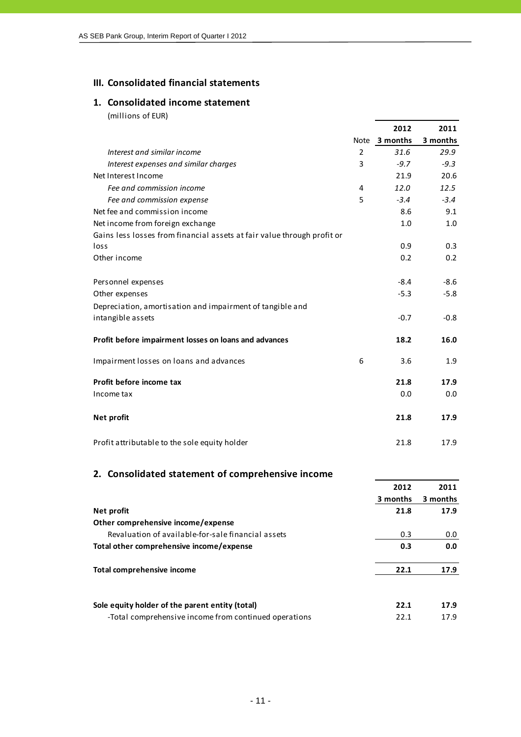## III. Consolidated financial statements

### 1. Consolidated income statement

(millions of EUR)

| | Note | 2012 3 months | 2011 3 months |
|---|---|---|---|
| *Interest and similar income* | 2 | *31.6* | *29.9* |
| *Interest expenses and similar charges* | 3 | *-9.7* | *-9.3* |
| Net Interest Income | | 21.9 | 20.6 |
| *Fee and commission income* | 4 | *12.0* | *12.5* |
| *Fee and commission expense* | 5 | *-3.4* | *-3.4* |
| Net fee and commission income | | 8.6 | 9.1 |
| Net income from foreign exchange | | 1.0 | 1.0 |
| Gains less losses from financial assets at fair value through profit or loss | | 0.9 | 0.3 |
| Other income | | 0.2 | 0.2 |
| | | | |
| Personnel expenses | | -8.4 | -8.6 |
| Other expenses | | -5.3 | -5.8 |
| Depreciation, amortisation and impairment of tangible and intangible assets | | -0.7 | -0.8 |
| | | | |
| **Profit before impairment losses on loans and advances** | | **18.2** | **16.0** |
| | | | |
| Impairment losses on loans and advances | 6 | 3.6 | 1.9 |
| | | | |
| **Profit before income tax** | | **21.8** | **17.9** |
| Income tax | | 0.0 | 0.0 |
| | | | |
| **Net profit** | | **21.8** | **17.9** |
| | | | |
| Profit attributable to the sole equity holder | | 21.8 | 17.9 |

### 2. Consolidated statement of comprehensive income

| | 2012 3 months | 2011 3 months |
|---|---|---|
| **Net profit** | **21.8** | **17.9** |
| **Other comprehensive income/expense** | | |
| Revaluation of available-for-sale financial assets | 0.3 | 0.0 |
| **Total other comprehensive income/expense** | **0.3** | **0.0** |
| | | |
| **Total comprehensive income** | **22.1** | **17.9** |
| | | |
| **Sole equity holder of the parent entity (total)** | **22.1** | **17.9** |
| -Total comprehensive income from continued operations | 22.1 | 17.9 |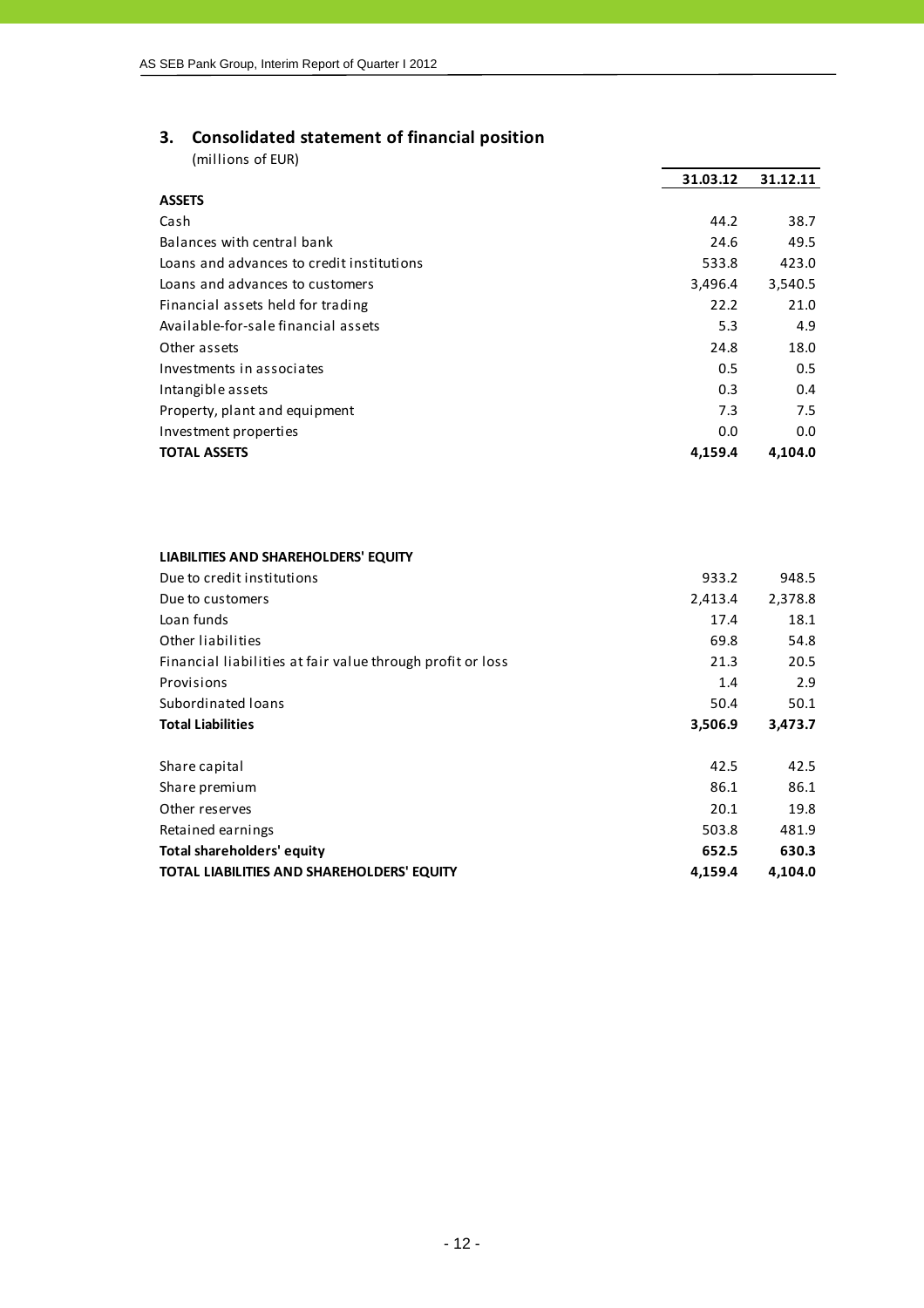## 3. Consolidated statement of financial position

(millions of EUR)

| | 31.03.12 | 31.12.11 |
|---|---|---|
| **ASSETS** | | |
| Cash | 44.2 | 38.7 |
| Balances with central bank | 24.6 | 49.5 |
| Loans and advances to credit institutions | 533.8 | 423.0 |
| Loans and advances to customers | 3,496.4 | 3,540.5 |
| Financial assets held for trading | 22.2 | 21.0 |
| Available-for-sale financial assets | 5.3 | 4.9 |
| Other assets | 24.8 | 18.0 |
| Investments in associates | 0.5 | 0.5 |
| Intangible assets | 0.3 | 0.4 |
| Property, plant and equipment | 7.3 | 7.5 |
| Investment properties | 0.0 | 0.0 |
| **TOTAL ASSETS** | **4,159.4** | **4,104.0** |

| | 31.03.12 | 31.12.11 |
|---|---|---|
| **LIABILITIES AND SHAREHOLDERS' EQUITY** | | |
| Due to credit institutions | 933.2 | 948.5 |
| Due to customers | 2,413.4 | 2,378.8 |
| Loan funds | 17.4 | 18.1 |
| Other liabilities | 69.8 | 54.8 |
| Financial liabilities at fair value through profit or loss | 21.3 | 20.5 |
| Provisions | 1.4 | 2.9 |
| Subordinated loans | 50.4 | 50.1 |
| **Total Liabilities** | **3,506.9** | **3,473.7** |
| | | |
| Share capital | 42.5 | 42.5 |
| Share premium | 86.1 | 86.1 |
| Other reserves | 20.1 | 19.8 |
| Retained earnings | 503.8 | 481.9 |
| **Total shareholders' equity** | **652.5** | **630.3** |
| **TOTAL LIABILITIES AND SHAREHOLDERS' EQUITY** | **4,159.4** | **4,104.0** |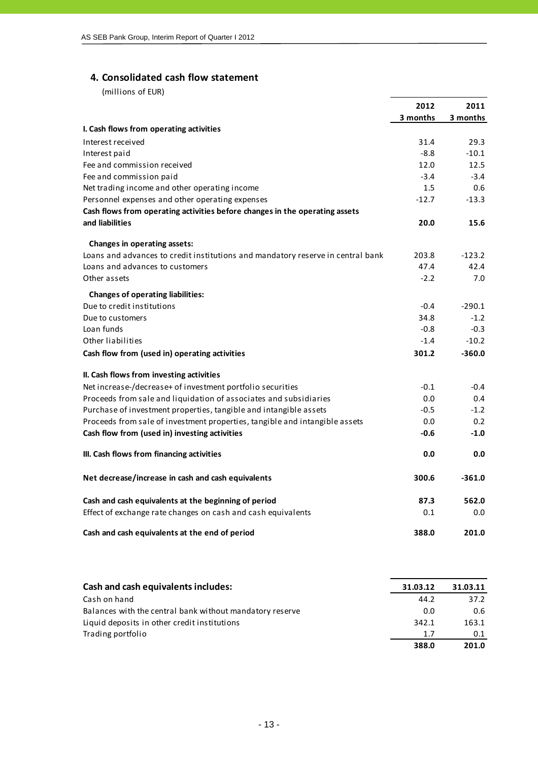## 4. Consolidated cash flow statement

(millions of EUR)

| | 2012 3 months | 2011 3 months |
|---|---|---|
| **I. Cash flows from operating activities** | | |
| Interest received | 31.4 | 29.3 |
| Interest paid | -8.8 | -10.1 |
| Fee and commission received | 12.0 | 12.5 |
| Fee and commission paid | -3.4 | -3.4 |
| Net trading income and other operating income | 1.5 | 0.6 |
| Personnel expenses and other operating expenses | -12.7 | -13.3 |
| **Cash flows from operating activities before changes in the operating assets and liabilities** | **20.0** | **15.6** |
| **Changes in operating assets:** | | |
| Loans and advances to credit institutions and mandatory reserve in central bank | 203.8 | -123.2 |
| Loans and advances to customers | 47.4 | 42.4 |
| Other assets | -2.2 | 7.0 |
| **Changes of operating liabilities:** | | |
| Due to credit institutions | -0.4 | -290.1 |
| Due to customers | 34.8 | -1.2 |
| Loan funds | -0.8 | -0.3 |
| Other liabilities | -1.4 | -10.2 |
| **Cash flow from (used in) operating activities** | **301.2** | **-360.0** |
| **II. Cash flows from investing activities** | | |
| Net increase-/decrease+ of investment portfolio securities | -0.1 | -0.4 |
| Proceeds from sale and liquidation of associates and subsidiaries | 0.0 | 0.4 |
| Purchase of investment properties, tangible and intangible assets | -0.5 | -1.2 |
| Proceeds from sale of investment properties, tangible and intangible assets | 0.0 | 0.2 |
| **Cash flow from (used in) investing activities** | **-0.6** | **-1.0** |
| **III. Cash flows from financing activities** | **0.0** | **0.0** |
| **Net decrease/increase in cash and cash equivalents** | **300.6** | **-361.0** |
| **Cash and cash equivalents at the beginning of period** | **87.3** | **562.0** |
| Effect of exchange rate changes on cash and cash equivalents | 0.1 | 0.0 |
| **Cash and cash equivalents at the end of period** | **388.0** | **201.0** |

| **Cash and cash equivalents includes:** | 31.03.12 | 31.03.11 |
|---|---|---|
| Cash on hand | 44.2 | 37.2 |
| Balances with the central bank without mandatory reserve | 0.0 | 0.6 |
| Liquid deposits in other credit institutions | 342.1 | 163.1 |
| Trading portfolio | 1.7 | 0.1 |
| | **388.0** | **201.0** |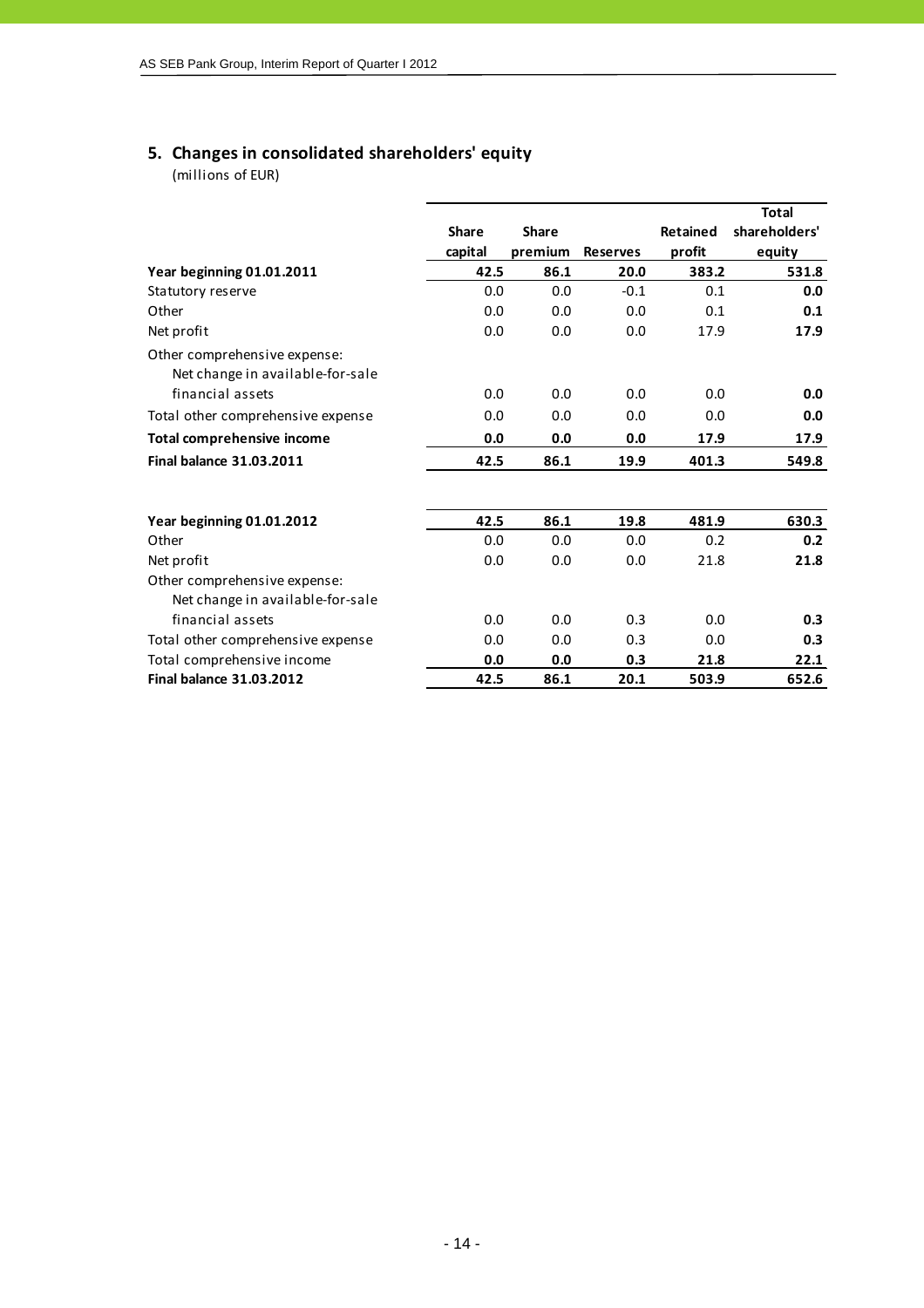## 5. Changes in consolidated shareholders' equity

(millions of EUR)

| | Share capital | Share premium | Reserves | Retained profit | Total shareholders' equity |
|---|---|---|---|---|---|
| **Year beginning 01.01.2011** | **42.5** | **86.1** | **20.0** | **383.2** | **531.8** |
| Statutory reserve | 0.0 | 0.0 | -0.1 | 0.1 | **0.0** |
| Other | 0.0 | 0.0 | 0.0 | 0.1 | **0.1** |
| Net profit | 0.0 | 0.0 | 0.0 | 17.9 | **17.9** |
| Other comprehensive expense: | | | | | |
| Net change in available-for-sale financial assets | 0.0 | 0.0 | 0.0 | 0.0 | **0.0** |
| Total other comprehensive expense | 0.0 | 0.0 | 0.0 | 0.0 | **0.0** |
| **Total comprehensive income** | **0.0** | **0.0** | **0.0** | **17.9** | **17.9** |
| **Final balance 31.03.2011** | **42.5** | **86.1** | **19.9** | **401.3** | **549.8** |

| | Share capital | Share premium | Reserves | Retained profit | Total shareholders' equity |
|---|---|---|---|---|---|
| **Year beginning 01.01.2012** | **42.5** | **86.1** | **19.8** | **481.9** | **630.3** |
| Other | 0.0 | 0.0 | 0.0 | 0.2 | **0.2** |
| Net profit | 0.0 | 0.0 | 0.0 | 21.8 | **21.8** |
| Other comprehensive expense: | | | | | |
| Net change in available-for-sale financial assets | 0.0 | 0.0 | 0.3 | 0.0 | **0.3** |
| Total other comprehensive expense | 0.0 | 0.0 | 0.3 | 0.0 | **0.3** |
| Total comprehensive income | **0.0** | **0.0** | **0.3** | **21.8** | **22.1** |
| **Final balance 31.03.2012** | **42.5** | **86.1** | **20.1** | **503.9** | **652.6** |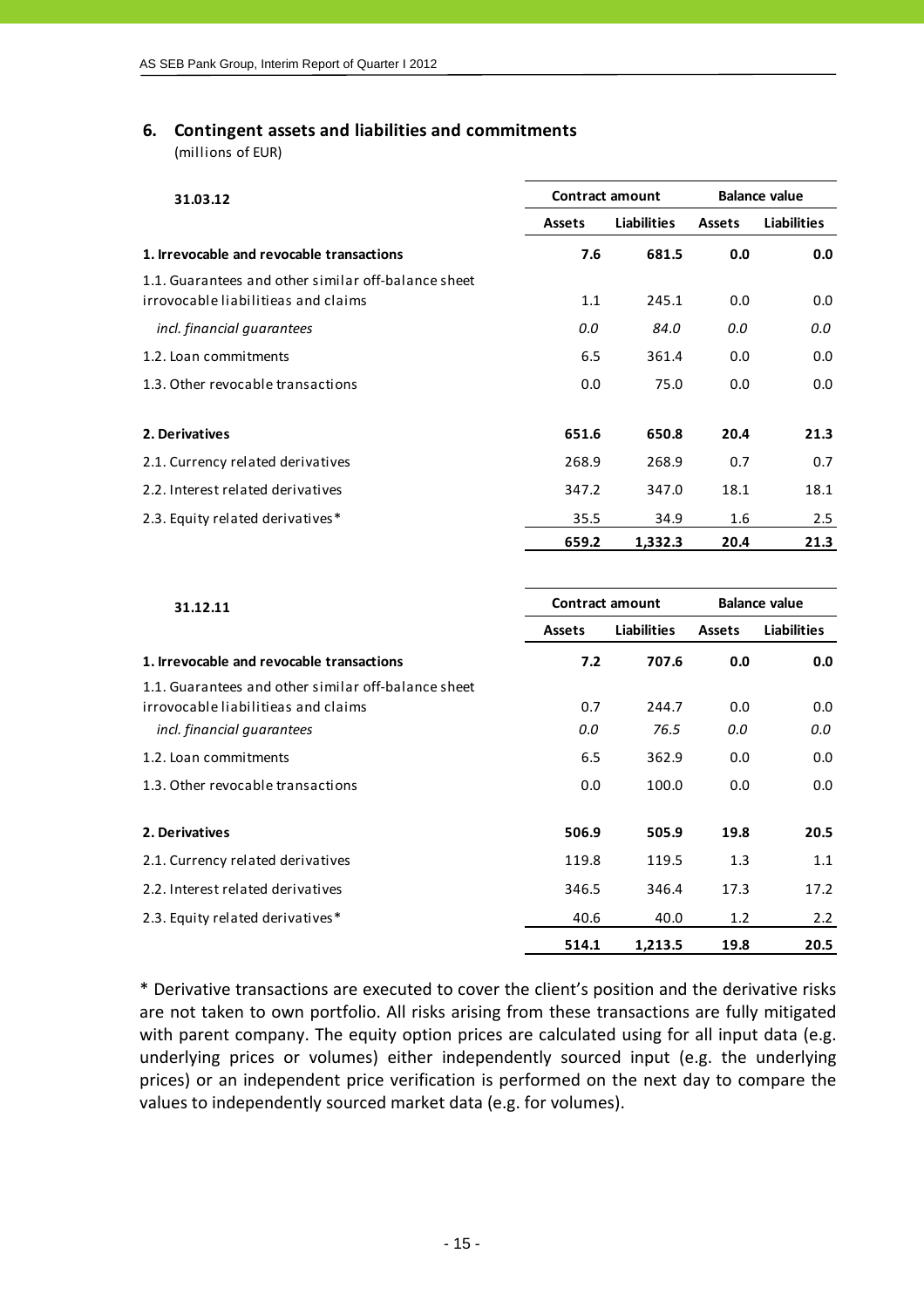## 6. Contingent assets and liabilities and commitments

(millions of EUR)

| 31.03.12 | Contract amount | | Balance value | |
|---|---|---|---|---|
| | Assets | Liabilities | Assets | Liabilities |
| **1. Irrevocable and revocable transactions** | **7.6** | **681.5** | **0.0** | **0.0** |
| 1.1. Guarantees and other similar off-balance sheet irrovocable liabilitieas and claims | 1.1 | 245.1 | 0.0 | 0.0 |
| *incl. financial guarantees* | *0.0* | *84.0* | *0.0* | *0.0* |
| 1.2. Loan commitments | 6.5 | 361.4 | 0.0 | 0.0 |
| 1.3. Other revocable transactions | 0.0 | 75.0 | 0.0 | 0.0 |
| **2. Derivatives** | **651.6** | **650.8** | **20.4** | **21.3** |
| 2.1. Currency related derivatives | 268.9 | 268.9 | 0.7 | 0.7 |
| 2.2. Interest related derivatives | 347.2 | 347.0 | 18.1 | 18.1 |
| 2.3. Equity related derivatives* | 35.5 | 34.9 | 1.6 | 2.5 |
| | **659.2** | **1,332.3** | **20.4** | **21.3** |

| 31.12.11 | Contract amount | | Balance value | |
|---|---|---|---|---|
| | Assets | Liabilities | Assets | Liabilities |
| **1. Irrevocable and revocable transactions** | **7.2** | **707.6** | **0.0** | **0.0** |
| 1.1. Guarantees and other similar off-balance sheet irrovocable liabilitieas and claims | 0.7 | 244.7 | 0.0 | 0.0 |
| *incl. financial guarantees* | *0.0* | *76.5* | *0.0* | *0.0* |
| 1.2. Loan commitments | 6.5 | 362.9 | 0.0 | 0.0 |
| 1.3. Other revocable transactions | 0.0 | 100.0 | 0.0 | 0.0 |
| **2. Derivatives** | **506.9** | **505.9** | **19.8** | **20.5** |
| 2.1. Currency related derivatives | 119.8 | 119.5 | 1.3 | 1.1 |
| 2.2. Interest related derivatives | 346.5 | 346.4 | 17.3 | 17.2 |
| 2.3. Equity related derivatives* | 40.6 | 40.0 | 1.2 | 2.2 |
| | **514.1** | **1,213.5** | **19.8** | **20.5** |

* Derivative transactions are executed to cover the client's position and the derivative risks are not taken to own portfolio. All risks arising from these transactions are fully mitigated with parent company. The equity option prices are calculated using for all input data (e.g. underlying prices or volumes) either independently sourced input (e.g. the underlying prices) or an independent price verification is performed on the next day to compare the values to independently sourced market data (e.g. for volumes).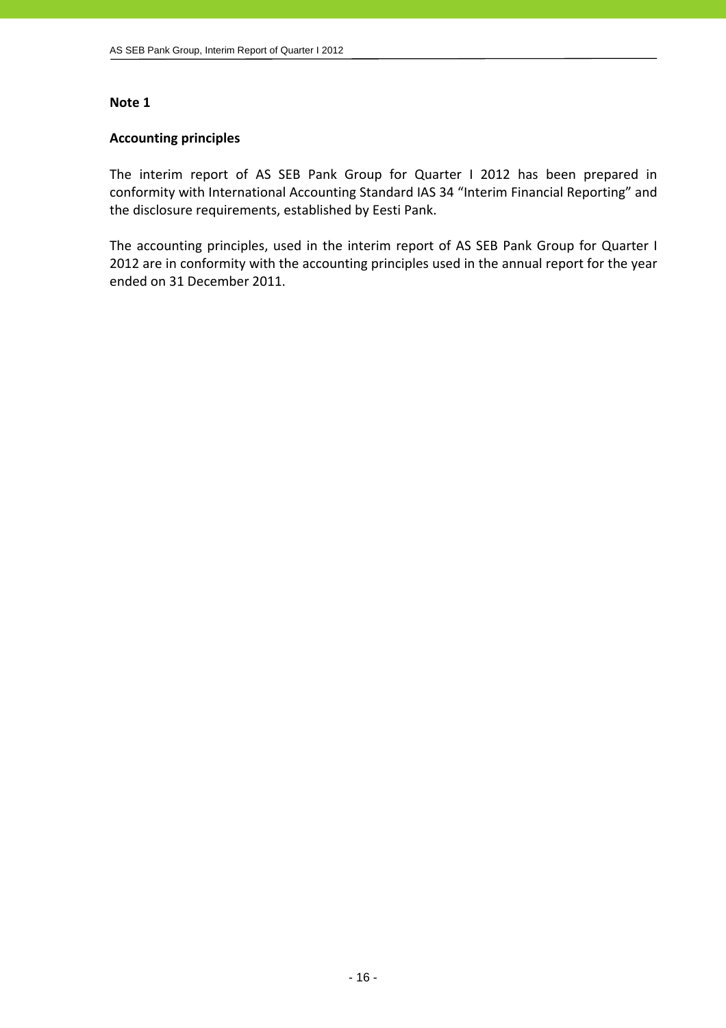**Note 1**

**Accounting principles**

The interim report of AS SEB Pank Group for Quarter I 2012 has been prepared in conformity with International Accounting Standard IAS 34 "Interim Financial Reporting" and the disclosure requirements, established by Eesti Pank.

The accounting principles, used in the interim report of AS SEB Pank Group for Quarter I 2012 are in conformity with the accounting principles used in the annual report for the year ended on 31 December 2011.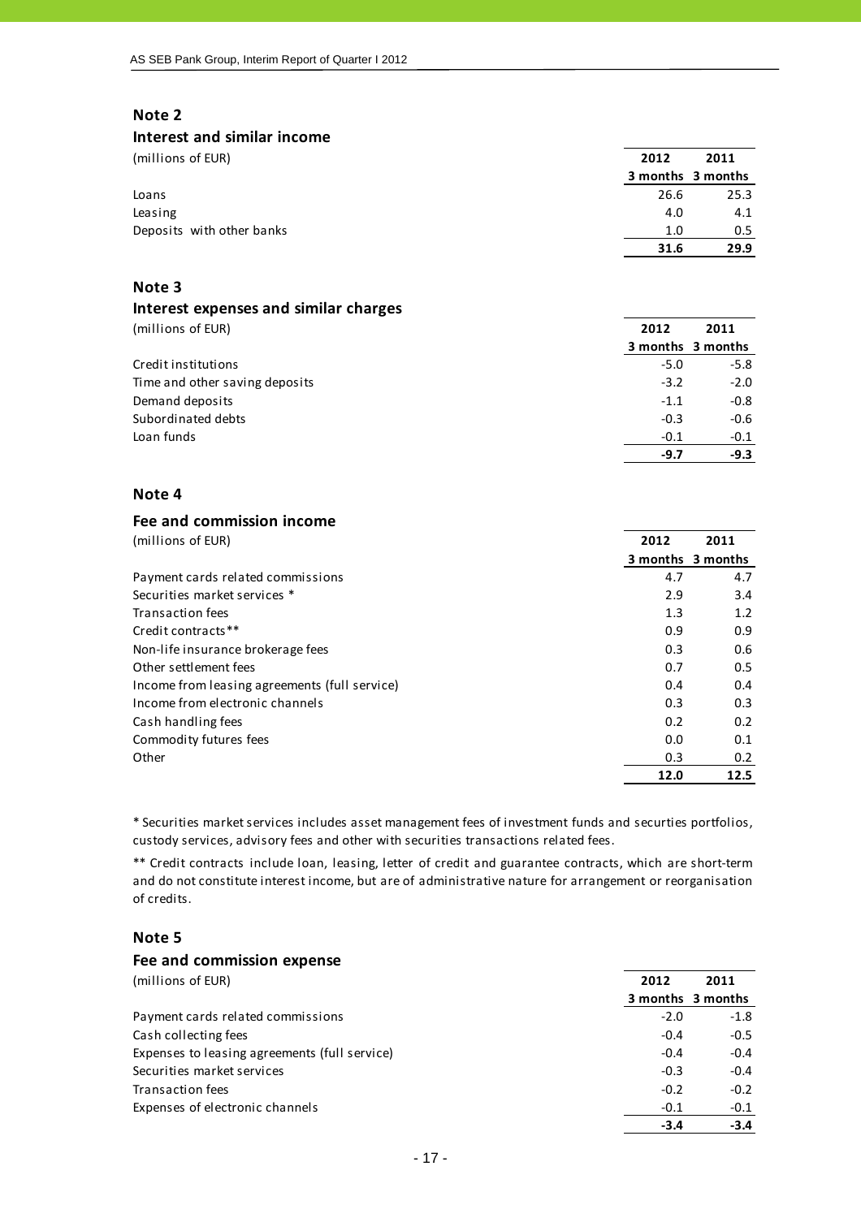## Note 2

### Interest and similar income

| (millions of EUR) | 2012 3 months | 2011 3 months |
|---|---|---|
| Loans | 26.6 | 25.3 |
| Leasing | 4.0 | 4.1 |
| Deposits with other banks | 1.0 | 0.5 |
| | **31.6** | **29.9** |

## Note 3

### Interest expenses and similar charges

| (millions of EUR) | 2012 3 months | 2011 3 months |
|---|---|---|
| Credit institutions | -5.0 | -5.8 |
| Time and other saving deposits | -3.2 | -2.0 |
| Demand deposits | -1.1 | -0.8 |
| Subordinated debts | -0.3 | -0.6 |
| Loan funds | -0.1 | -0.1 |
| | **-9.7** | **-9.3** |

## Note 4

### Fee and commission income

| (millions of EUR) | 2012 3 months | 2011 3 months |
|---|---|---|
| Payment cards related commissions | 4.7 | 4.7 |
| Securities market services * | 2.9 | 3.4 |
| Transaction fees | 1.3 | 1.2 |
| Credit contracts** | 0.9 | 0.9 |
| Non-life insurance brokerage fees | 0.3 | 0.6 |
| Other settlement fees | 0.7 | 0.5 |
| Income from leasing agreements (full service) | 0.4 | 0.4 |
| Income from electronic channels | 0.3 | 0.3 |
| Cash handling fees | 0.2 | 0.2 |
| Commodity futures fees | 0.0 | 0.1 |
| Other | 0.3 | 0.2 |
| | **12.0** | **12.5** |

* Securities market services includes asset management fees of investment funds and securties portfolios, custody services, advisory fees and other with securities transactions related fees.

** Credit contracts include loan, leasing, letter of credit and guarantee contracts, which are short-term and do not constitute interest income, but are of administrative nature for arrangement or reorganisation of credits.

## Note 5

### Fee and commission expense

| (millions of EUR) | 2012 3 months | 2011 3 months |
|---|---|---|
| Payment cards related commissions | -2.0 | -1.8 |
| Cash collecting fees | -0.4 | -0.5 |
| Expenses to leasing agreements (full service) | -0.4 | -0.4 |
| Securities market services | -0.3 | -0.4 |
| Transaction fees | -0.2 | -0.2 |
| Expenses of electronic channels | -0.1 | -0.1 |
| | **-3.4** | **-3.4** |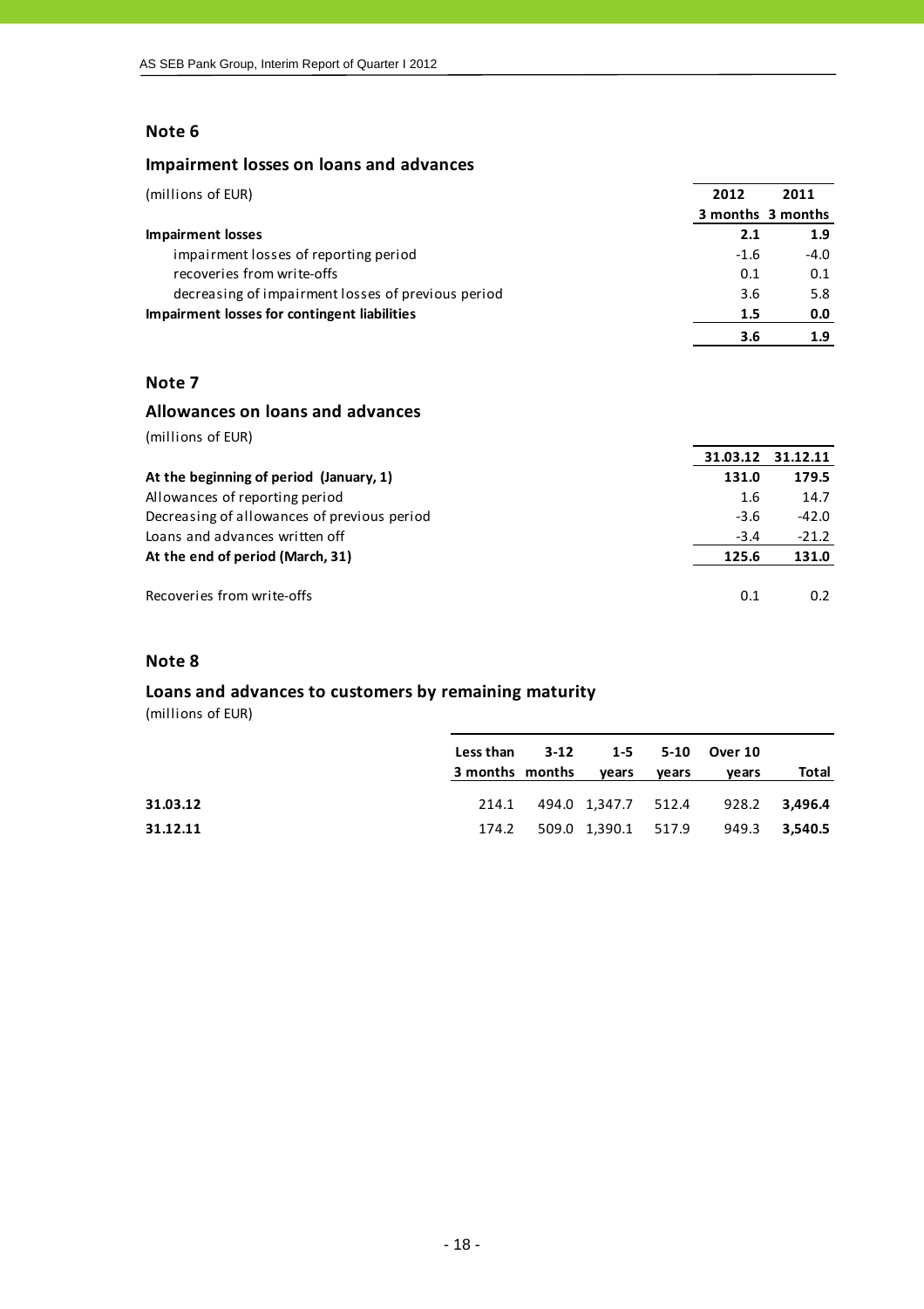## Note 6

### Impairment losses on loans and advances

| (millions of EUR) | 2012<br>3 months | 2011<br>3 months |
|---|---|---|
| **Impairment losses** | **2.1** | **1.9** |
| impairment losses of reporting period | -1.6 | -4.0 |
| recoveries from write-offs | 0.1 | 0.1 |
| decreasing of impairment losses of previous period | 3.6 | 5.8 |
| **Impairment losses for contingent liabilities** | **1.5** | **0.0** |
| | **3.6** | **1.9** |

## Note 7

### Allowances on loans and advances

(millions of EUR)

| | 31.03.12 | 31.12.11 |
|---|---|---|
| **At the beginning of period (January, 1)** | **131.0** | **179.5** |
| Allowances of reporting period | 1.6 | 14.7 |
| Decreasing of allowances of previous period | -3.6 | -42.0 |
| Loans and advances written off | -3.4 | -21.2 |
| **At the end of period (March, 31)** | **125.6** | **131.0** |
| | | |
| Recoveries from write-offs | 0.1 | 0.2 |

## Note 8

### Loans and advances to customers by remaining maturity

(millions of EUR)

| | Less than 3 months | 3-12 months | 1-5 years | 5-10 years | Over 10 years | Total |
|---|---|---|---|---|---|---|
| **31.03.12** | 214.1 | 494.0 | 1,347.7 | 512.4 | 928.2 | **3,496.4** |
| **31.12.11** | 174.2 | 509.0 | 1,390.1 | 517.9 | 949.3 | **3,540.5** |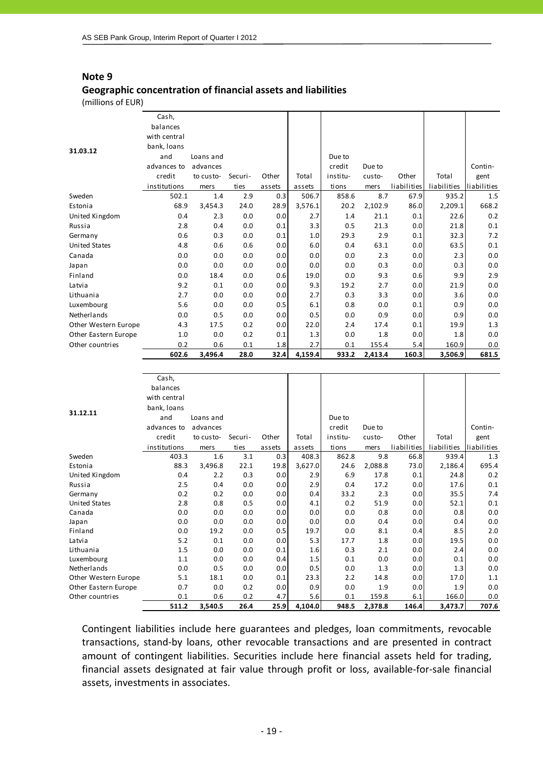## Note 9

### Geographic concentration of financial assets and liabilities

(millions of EUR)

| 31.03.12 | Cash, balances with central bank, loans and advances to credit institutions | Loans and advances to customers | Securities | Other assets | Total assets | Due to credit institutions | Due to customers | Other liabilities | Total liabilities | Contingent liabilities |
|---|---|---|---|---|---|---|---|---|---|---|
| Sweden | 502.1 | 1.4 | 2.9 | 0.3 | 506.7 | 858.6 | 8.7 | 67.9 | 935.2 | 1.5 |
| Estonia | 68.9 | 3,454.3 | 24.0 | 28.9 | 3,576.1 | 20.2 | 2,102.9 | 86.0 | 2,209.1 | 668.2 |
| United Kingdom | 0.4 | 2.3 | 0.0 | 0.0 | 2.7 | 1.4 | 21.1 | 0.1 | 22.6 | 0.2 |
| Russia | 2.8 | 0.4 | 0.0 | 0.1 | 3.3 | 0.5 | 21.3 | 0.0 | 21.8 | 0.1 |
| Germany | 0.6 | 0.3 | 0.0 | 0.1 | 1.0 | 29.3 | 2.9 | 0.1 | 32.3 | 7.2 |
| United States | 4.8 | 0.6 | 0.6 | 0.0 | 6.0 | 0.4 | 63.1 | 0.0 | 63.5 | 0.1 |
| Canada | 0.0 | 0.0 | 0.0 | 0.0 | 0.0 | 0.0 | 2.3 | 0.0 | 2.3 | 0.0 |
| Japan | 0.0 | 0.0 | 0.0 | 0.0 | 0.0 | 0.0 | 0.3 | 0.0 | 0.3 | 0.0 |
| Finland | 0.0 | 18.4 | 0.0 | 0.6 | 19.0 | 0.0 | 9.3 | 0.6 | 9.9 | 2.9 |
| Latvia | 9.2 | 0.1 | 0.0 | 0.0 | 9.3 | 19.2 | 2.7 | 0.0 | 21.9 | 0.0 |
| Lithuania | 2.7 | 0.0 | 0.0 | 0.0 | 2.7 | 0.3 | 3.3 | 0.0 | 3.6 | 0.0 |
| Luxembourg | 5.6 | 0.0 | 0.0 | 0.5 | 6.1 | 0.8 | 0.0 | 0.1 | 0.9 | 0.0 |
| Netherlands | 0.0 | 0.5 | 0.0 | 0.0 | 0.5 | 0.0 | 0.9 | 0.0 | 0.9 | 0.0 |
| Other Western Europe | 4.3 | 17.5 | 0.2 | 0.0 | 22.0 | 2.4 | 17.4 | 0.1 | 19.9 | 1.3 |
| Other Eastern Europe | 1.0 | 0.0 | 0.2 | 0.1 | 1.3 | 0.0 | 1.8 | 0.0 | 1.8 | 0.0 |
| Other countries | 0.2 | 0.6 | 0.1 | 1.8 | 2.7 | 0.1 | 155.4 | 5.4 | 160.9 | 0.0 |
| | **602.6** | **3,496.4** | **28.0** | **32.4** | **4,159.4** | **933.2** | **2,413.4** | **160.3** | **3,506.9** | **681.5** |

| 31.12.11 | Cash, balances with central bank, loans and advances to credit institutions | Loans and advances to customers | Securities | Other assets | Total assets | Due to credit institutions | Due to customers | Other liabilities | Total liabilities | Contingent liabilities |
|---|---|---|---|---|---|---|---|---|---|---|
| Sweden | 403.3 | 1.6 | 3.1 | 0.3 | 408.3 | 862.8 | 9.8 | 66.8 | 939.4 | 1.3 |
| Estonia | 88.3 | 3,496.8 | 22.1 | 19.8 | 3,627.0 | 24.6 | 2,088.8 | 73.0 | 2,186.4 | 695.4 |
| United Kingdom | 0.4 | 2.2 | 0.3 | 0.0 | 2.9 | 6.9 | 17.8 | 0.1 | 24.8 | 0.2 |
| Russia | 2.5 | 0.4 | 0.0 | 0.0 | 2.9 | 0.4 | 17.2 | 0.0 | 17.6 | 0.1 |
| Germany | 0.2 | 0.2 | 0.0 | 0.0 | 0.4 | 33.2 | 2.3 | 0.0 | 35.5 | 7.4 |
| United States | 2.8 | 0.8 | 0.5 | 0.0 | 4.1 | 0.2 | 51.9 | 0.0 | 52.1 | 0.1 |
| Canada | 0.0 | 0.0 | 0.0 | 0.0 | 0.0 | 0.0 | 0.8 | 0.0 | 0.8 | 0.0 |
| Japan | 0.0 | 0.0 | 0.0 | 0.0 | 0.0 | 0.0 | 0.4 | 0.0 | 0.4 | 0.0 |
| Finland | 0.0 | 19.2 | 0.0 | 0.5 | 19.7 | 0.0 | 8.1 | 0.4 | 8.5 | 2.0 |
| Latvia | 5.2 | 0.1 | 0.0 | 0.0 | 5.3 | 17.7 | 1.8 | 0.0 | 19.5 | 0.0 |
| Lithuania | 1.5 | 0.0 | 0.0 | 0.1 | 1.6 | 0.3 | 2.1 | 0.0 | 2.4 | 0.0 |
| Luxembourg | 1.1 | 0.0 | 0.0 | 0.4 | 1.5 | 0.1 | 0.0 | 0.0 | 0.1 | 0.0 |
| Netherlands | 0.0 | 0.5 | 0.0 | 0.0 | 0.5 | 0.0 | 1.3 | 0.0 | 1.3 | 0.0 |
| Other Western Europe | 5.1 | 18.1 | 0.0 | 0.1 | 23.3 | 2.2 | 14.8 | 0.0 | 17.0 | 1.1 |
| Other Eastern Europe | 0.7 | 0.0 | 0.2 | 0.0 | 0.9 | 0.0 | 1.9 | 0.0 | 1.9 | 0.0 |
| Other countries | 0.1 | 0.6 | 0.2 | 4.7 | 5.6 | 0.1 | 159.8 | 6.1 | 166.0 | 0.0 |
| | **511.2** | **3,540.5** | **26.4** | **25.9** | **4,104.0** | **948.5** | **2,378.8** | **146.4** | **3,473.7** | **707.6** |

Contingent liabilities include here guarantees and pledges, loan commitments, revocable transactions, stand-by loans, other revocable transactions and are presented in contract amount of contingent liabilities. Securities include here financial assets held for trading, financial assets designated at fair value through profit or loss, available-for-sale financial assets, investments in associates.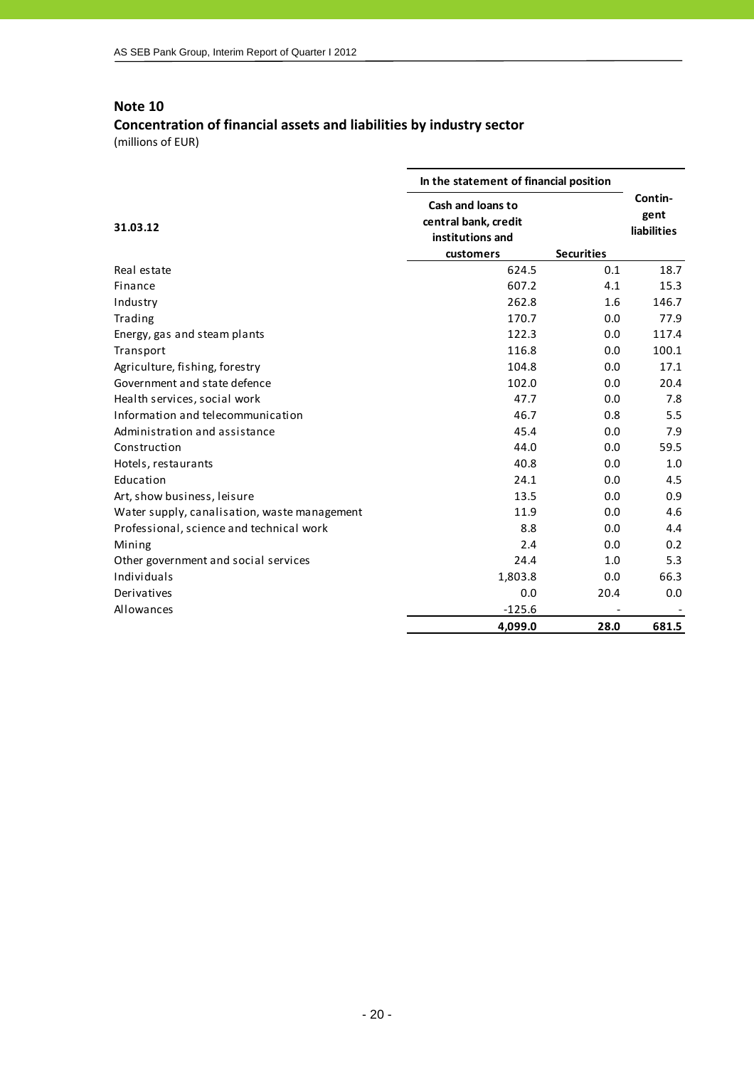## Note 10

### Concentration of financial assets and liabilities by industry sector

(millions of EUR)

| 31.03.12 | In the statement of financial position | | Contin-gent liabilities |
|---|---|---|---|
| | Cash and loans to central bank, credit institutions and customers | Securities | |
| Real estate | 624.5 | 0.1 | 18.7 |
| Finance | 607.2 | 4.1 | 15.3 |
| Industry | 262.8 | 1.6 | 146.7 |
| Trading | 170.7 | 0.0 | 77.9 |
| Energy, gas and steam plants | 122.3 | 0.0 | 117.4 |
| Transport | 116.8 | 0.0 | 100.1 |
| Agriculture, fishing, forestry | 104.8 | 0.0 | 17.1 |
| Government and state defence | 102.0 | 0.0 | 20.4 |
| Health services, social work | 47.7 | 0.0 | 7.8 |
| Information and telecommunication | 46.7 | 0.8 | 5.5 |
| Administration and assistance | 45.4 | 0.0 | 7.9 |
| Construction | 44.0 | 0.0 | 59.5 |
| Hotels, restaurants | 40.8 | 0.0 | 1.0 |
| Education | 24.1 | 0.0 | 4.5 |
| Art, show business, leisure | 13.5 | 0.0 | 0.9 |
| Water supply, canalisation, waste management | 11.9 | 0.0 | 4.6 |
| Professional, science and technical work | 8.8 | 0.0 | 4.4 |
| Mining | 2.4 | 0.0 | 0.2 |
| Other government and social services | 24.4 | 1.0 | 5.3 |
| Individuals | 1,803.8 | 0.0 | 66.3 |
| Derivatives | 0.0 | 20.4 | 0.0 |
| Allowances | -125.6 | - | - |
| | **4,099.0** | **28.0** | **681.5** |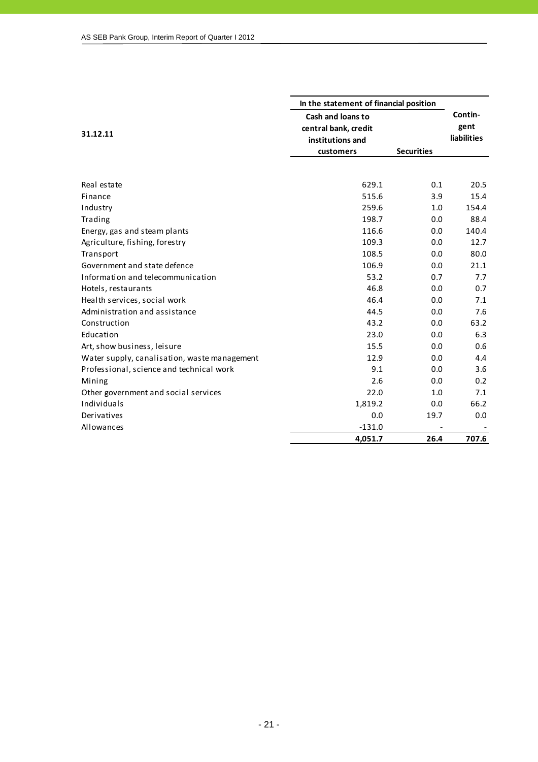| 31.12.11 | In the statement of financial position | | Contin-gent liabilities |
|---|---|---|---|
| | Cash and loans to central bank, credit institutions and customers | Securities | |
| Real estate | 629.1 | 0.1 | 20.5 |
| Finance | 515.6 | 3.9 | 15.4 |
| Industry | 259.6 | 1.0 | 154.4 |
| Trading | 198.7 | 0.0 | 88.4 |
| Energy, gas and steam plants | 116.6 | 0.0 | 140.4 |
| Agriculture, fishing, forestry | 109.3 | 0.0 | 12.7 |
| Transport | 108.5 | 0.0 | 80.0 |
| Government and state defence | 106.9 | 0.0 | 21.1 |
| Information and telecommunication | 53.2 | 0.7 | 7.7 |
| Hotels, restaurants | 46.8 | 0.0 | 0.7 |
| Health services, social work | 46.4 | 0.0 | 7.1 |
| Administration and assistance | 44.5 | 0.0 | 7.6 |
| Construction | 43.2 | 0.0 | 63.2 |
| Education | 23.0 | 0.0 | 6.3 |
| Art, show business, leisure | 15.5 | 0.0 | 0.6 |
| Water supply, canalisation, waste management | 12.9 | 0.0 | 4.4 |
| Professional, science and technical work | 9.1 | 0.0 | 3.6 |
| Mining | 2.6 | 0.0 | 0.2 |
| Other government and social services | 22.0 | 1.0 | 7.1 |
| Individuals | 1,819.2 | 0.0 | 66.2 |
| Derivatives | 0.0 | 19.7 | 0.0 |
| Allowances | -131.0 | - | - |
| | **4,051.7** | **26.4** | **707.6** |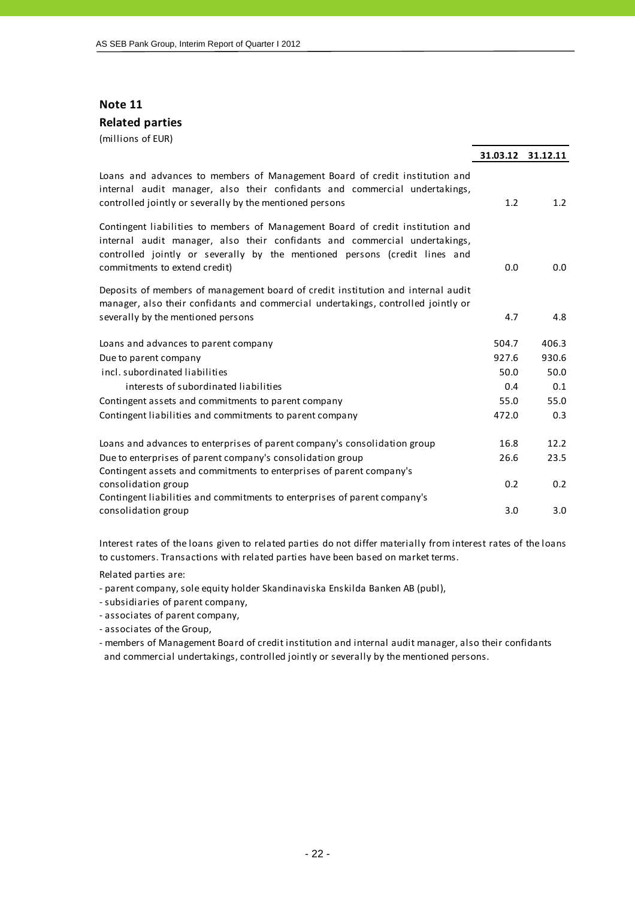## Note 11

## Related parties

(millions of EUR)

| | 31.03.12 | 31.12.11 |
|---|---|---|
| Loans and advances to members of Management Board of credit institution and internal audit manager, also their confidants and commercial undertakings, controlled jointly or severally by the mentioned persons | 1.2 | 1.2 |
| Contingent liabilities to members of Management Board of credit institution and internal audit manager, also their confidants and commercial undertakings, controlled jointly or severally by the mentioned persons (credit lines and commitments to extend credit) | 0.0 | 0.0 |
| Deposits of members of management board of credit institution and internal audit manager, also their confidants and commercial undertakings, controlled jointly or severally by the mentioned persons | 4.7 | 4.8 |
| Loans and advances to parent company | 504.7 | 406.3 |
| Due to parent company | 927.6 | 930.6 |
| incl. subordinated liabilities | 50.0 | 50.0 |
| interests of subordinated liabilities | 0.4 | 0.1 |
| Contingent assets and commitments to parent company | 55.0 | 55.0 |
| Contingent liabilities and commitments to parent company | 472.0 | 0.3 |
| Loans and advances to enterprises of parent company's consolidation group | 16.8 | 12.2 |
| Due to enterprises of parent company's consolidation group | 26.6 | 23.5 |
| Contingent assets and commitments to enterprises of parent company's consolidation group | 0.2 | 0.2 |
| Contingent liabilities and commitments to enterprises of parent company's consolidation group | 3.0 | 3.0 |

Interest rates of the loans given to related parties do not differ materially from interest rates of the loans to customers. Transactions with related parties have been based on market terms.

Related parties are:

- parent company, sole equity holder Skandinaviska Enskilda Banken AB (publ),
- subsidiaries of parent company,
- associates of parent company,
- associates of the Group,
- members of Management Board of credit institution and internal audit manager, also their confidants and commercial undertakings, controlled jointly or severally by the mentioned persons.